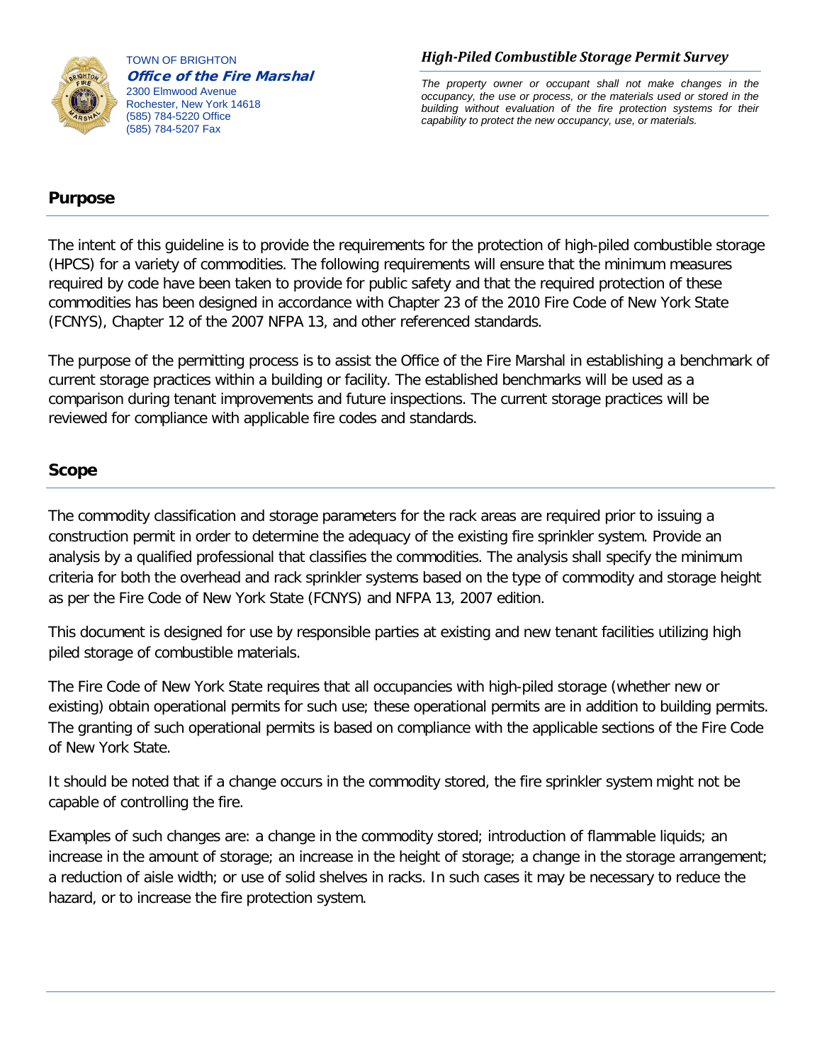TOWN OF BRIGHTON
***Office of the Fire Marshal***
2300 Elmwood Avenue
Rochester, New York 14618
(585) 784-5220 Office
(585) 784-5207 Fax

***High-Piled Combustible Storage Permit Survey***

*The property owner or occupant shall not make changes in the occupancy, the use or process, or the materials used or stored in the building without evaluation of the fire protection systems for their capability to protect the new occupancy, use, or materials.*

## Purpose

The intent of this guideline is to provide the requirements for the protection of high-piled combustible storage (HPCS) for a variety of commodities. The following requirements will ensure that the minimum measures required by code have been taken to provide for public safety and that the required protection of these commodities has been designed in accordance with Chapter 23 of the 2010 Fire Code of New York State (FCNYS), Chapter 12 of the 2007 NFPA 13, and other referenced standards.

The purpose of the permitting process is to assist the Office of the Fire Marshal in establishing a benchmark of current storage practices within a building or facility. The established benchmarks will be used as a comparison during tenant improvements and future inspections. The current storage practices will be reviewed for compliance with applicable fire codes and standards.

## Scope

The commodity classification and storage parameters for the rack areas are required prior to issuing a construction permit in order to determine the adequacy of the existing fire sprinkler system. Provide an analysis by a qualified professional that classifies the commodities. The analysis shall specify the minimum criteria for both the overhead and rack sprinkler systems based on the type of commodity and storage height as per the Fire Code of New York State (FCNYS) and NFPA 13, 2007 edition.

This document is designed for use by responsible parties at existing and new tenant facilities utilizing high piled storage of combustible materials.

The Fire Code of New York State requires that all occupancies with high-piled storage (whether new or existing) obtain operational permits for such use; these operational permits are in addition to building permits. The granting of such operational permits is based on compliance with the applicable sections of the Fire Code of New York State.

It should be noted that if a change occurs in the commodity stored, the fire sprinkler system might not be capable of controlling the fire.

Examples of such changes are: a change in the commodity stored; introduction of flammable liquids; an increase in the amount of storage; an increase in the height of storage; a change in the storage arrangement; a reduction of aisle width; or use of solid shelves in racks. In such cases it may be necessary to reduce the hazard, or to increase the fire protection system.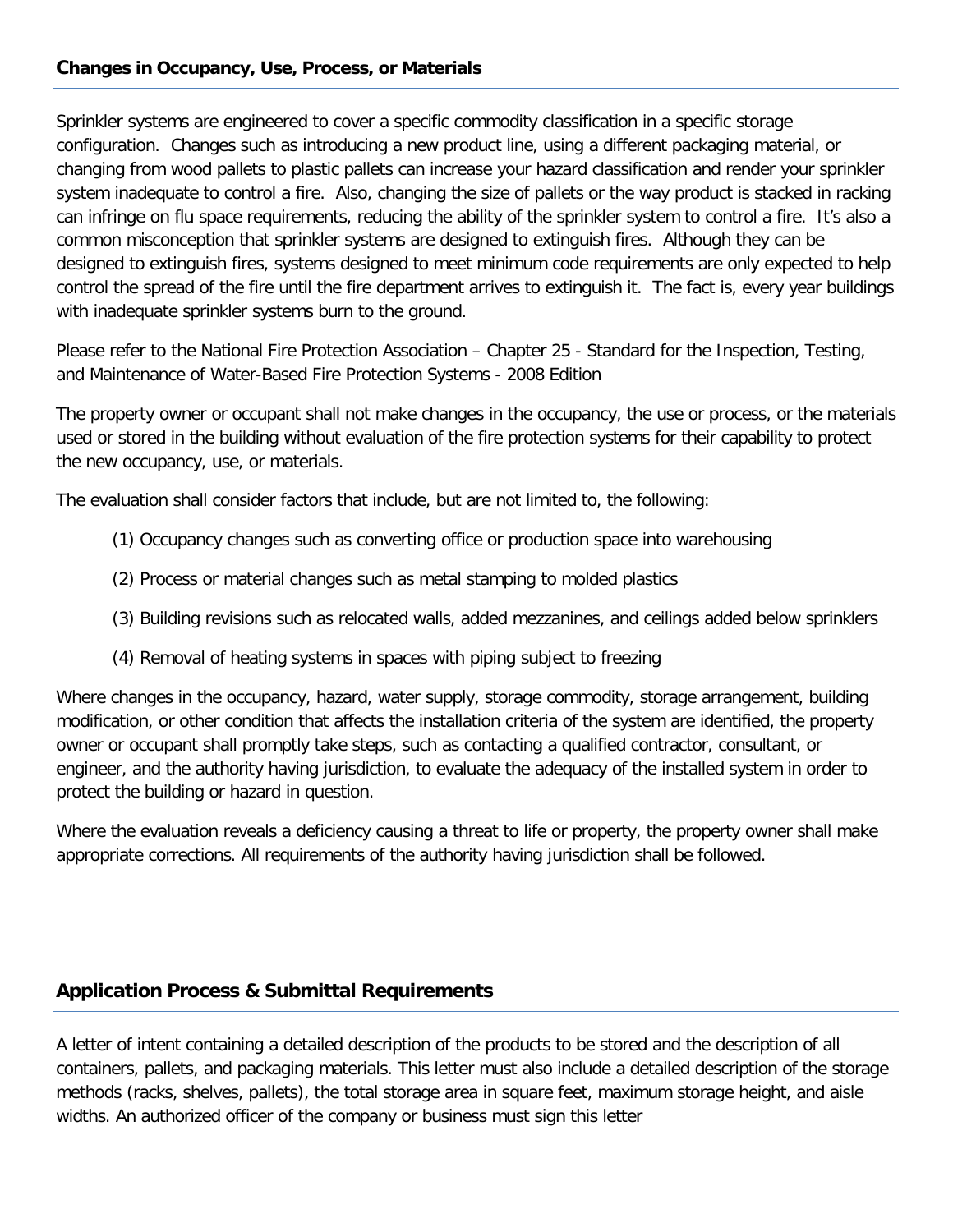## Changes in Occupancy, Use, Process, or Materials

Sprinkler systems are engineered to cover a specific commodity classification in a specific storage configuration. Changes such as introducing a new product line, using a different packaging material, or changing from wood pallets to plastic pallets can increase your hazard classification and render your sprinkler system inadequate to control a fire. Also, changing the size of pallets or the way product is stacked in racking can infringe on flu space requirements, reducing the ability of the sprinkler system to control a fire. It's also a common misconception that sprinkler systems are designed to extinguish fires. Although they can be designed to extinguish fires, systems designed to meet minimum code requirements are only expected to help control the spread of the fire until the fire department arrives to extinguish it. The fact is, every year buildings with inadequate sprinkler systems burn to the ground.

Please refer to the National Fire Protection Association – Chapter 25 - Standard for the Inspection, Testing, and Maintenance of Water-Based Fire Protection Systems - 2008 Edition

The property owner or occupant shall not make changes in the occupancy, the use or process, or the materials used or stored in the building without evaluation of the fire protection systems for their capability to protect the new occupancy, use, or materials.

The evaluation shall consider factors that include, but are not limited to, the following:

(1) Occupancy changes such as converting office or production space into warehousing

(2) Process or material changes such as metal stamping to molded plastics

(3) Building revisions such as relocated walls, added mezzanines, and ceilings added below sprinklers

(4) Removal of heating systems in spaces with piping subject to freezing

Where changes in the occupancy, hazard, water supply, storage commodity, storage arrangement, building modification, or other condition that affects the installation criteria of the system are identified, the property owner or occupant shall promptly take steps, such as contacting a qualified contractor, consultant, or engineer, and the authority having jurisdiction, to evaluate the adequacy of the installed system in order to protect the building or hazard in question.

Where the evaluation reveals a deficiency causing a threat to life or property, the property owner shall make appropriate corrections. All requirements of the authority having jurisdiction shall be followed.

## Application Process & Submittal Requirements

A letter of intent containing a detailed description of the products to be stored and the description of all containers, pallets, and packaging materials. This letter must also include a detailed description of the storage methods (racks, shelves, pallets), the total storage area in square feet, maximum storage height, and aisle widths. An authorized officer of the company or business must sign this letter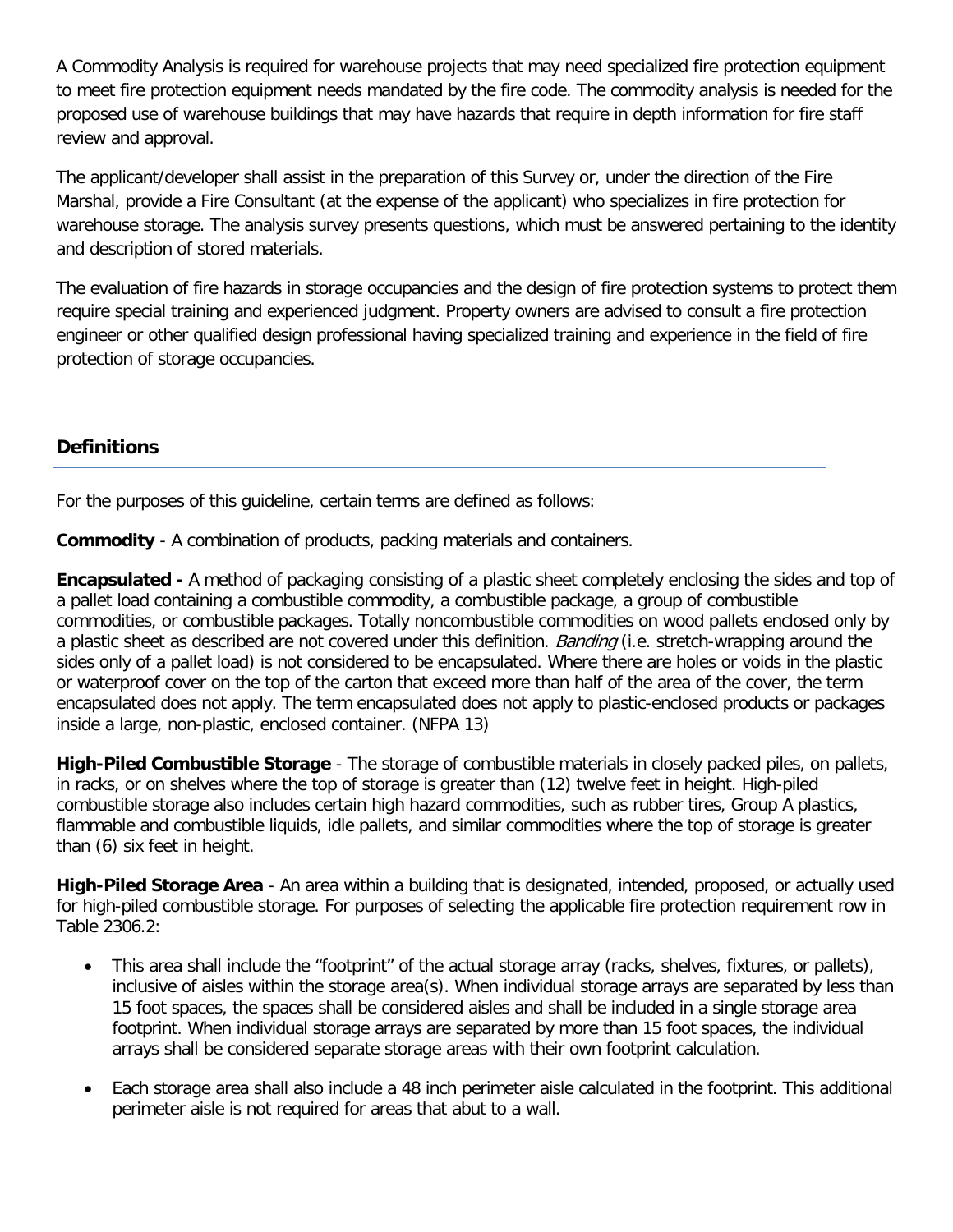A Commodity Analysis is required for warehouse projects that may need specialized fire protection equipment to meet fire protection equipment needs mandated by the fire code. The commodity analysis is needed for the proposed use of warehouse buildings that may have hazards that require in depth information for fire staff review and approval.

The applicant/developer shall assist in the preparation of this Survey or, under the direction of the Fire Marshal, provide a Fire Consultant (at the expense of the applicant) who specializes in fire protection for warehouse storage. The analysis survey presents questions, which must be answered pertaining to the identity and description of stored materials.

The evaluation of fire hazards in storage occupancies and the design of fire protection systems to protect them require special training and experienced judgment. Property owners are advised to consult a fire protection engineer or other qualified design professional having specialized training and experience in the field of fire protection of storage occupancies.

## Definitions

For the purposes of this guideline, certain terms are defined as follows:

**Commodity** - A combination of products, packing materials and containers.

**Encapsulated -** A method of packaging consisting of a plastic sheet completely enclosing the sides and top of a pallet load containing a combustible commodity, a combustible package, a group of combustible commodities, or combustible packages. Totally noncombustible commodities on wood pallets enclosed only by a plastic sheet as described are not covered under this definition. *Banding* (i.e. stretch-wrapping around the sides only of a pallet load) is not considered to be encapsulated. Where there are holes or voids in the plastic or waterproof cover on the top of the carton that exceed more than half of the area of the cover, the term encapsulated does not apply. The term encapsulated does not apply to plastic-enclosed products or packages inside a large, non-plastic, enclosed container. (NFPA 13)

**High-Piled Combustible Storage** - The storage of combustible materials in closely packed piles, on pallets, in racks, or on shelves where the top of storage is greater than (12) twelve feet in height. High-piled combustible storage also includes certain high hazard commodities, such as rubber tires, Group A plastics, flammable and combustible liquids, idle pallets, and similar commodities where the top of storage is greater than (6) six feet in height.

**High-Piled Storage Area** - An area within a building that is designated, intended, proposed, or actually used for high-piled combustible storage. For purposes of selecting the applicable fire protection requirement row in Table 2306.2:

- This area shall include the "footprint" of the actual storage array (racks, shelves, fixtures, or pallets), inclusive of aisles within the storage area(s). When individual storage arrays are separated by less than 15 foot spaces, the spaces shall be considered aisles and shall be included in a single storage area footprint. When individual storage arrays are separated by more than 15 foot spaces, the individual arrays shall be considered separate storage areas with their own footprint calculation.
- Each storage area shall also include a 48 inch perimeter aisle calculated in the footprint. This additional perimeter aisle is not required for areas that abut to a wall.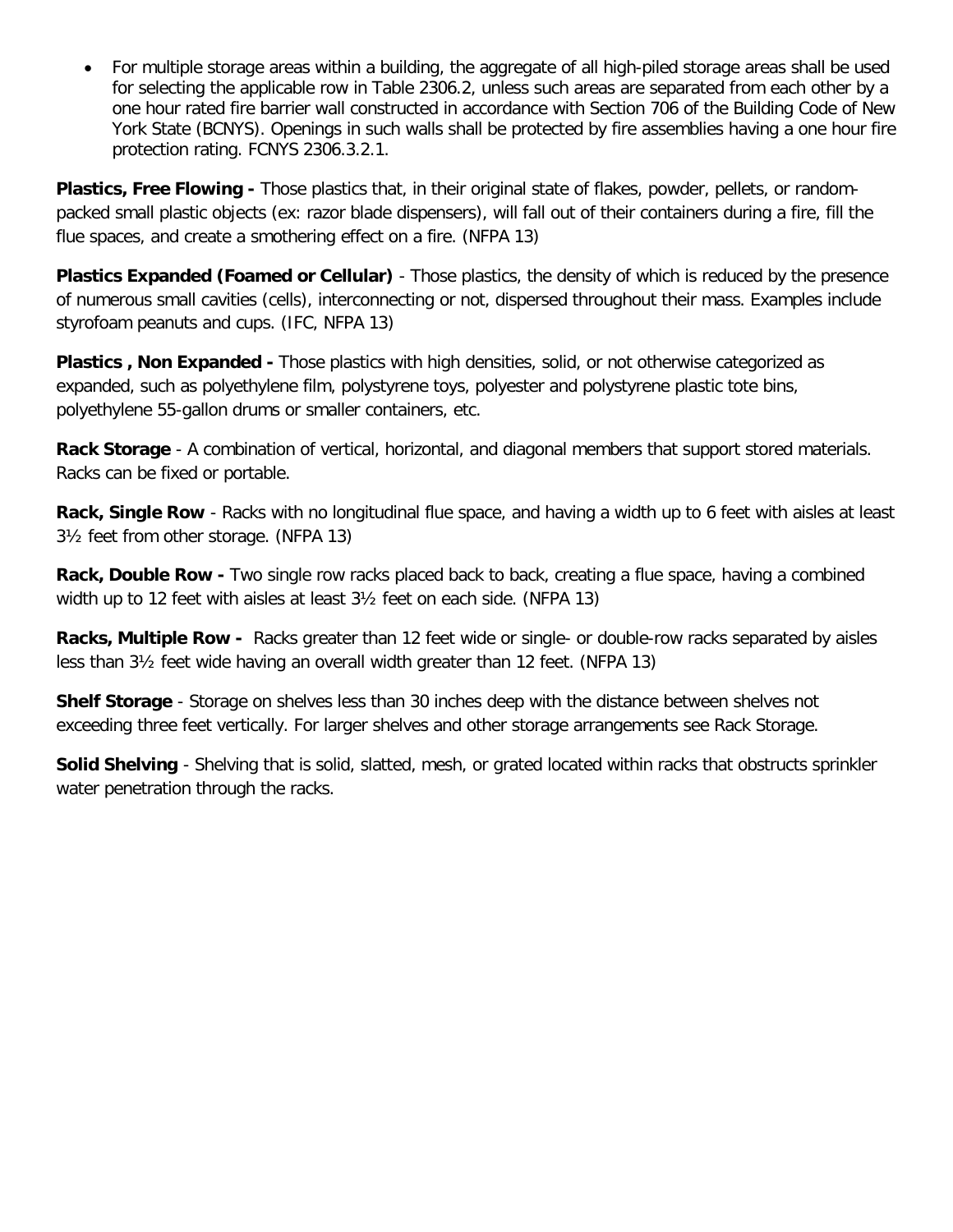- For multiple storage areas within a building, the aggregate of all high-piled storage areas shall be used for selecting the applicable row in Table 2306.2, unless such areas are separated from each other by a one hour rated fire barrier wall constructed in accordance with Section 706 of the Building Code of New York State (BCNYS). Openings in such walls shall be protected by fire assemblies having a one hour fire protection rating. FCNYS 2306.3.2.1.

**Plastics, Free Flowing -** Those plastics that, in their original state of flakes, powder, pellets, or random-packed small plastic objects (ex: razor blade dispensers), will fall out of their containers during a fire, fill the flue spaces, and create a smothering effect on a fire. (NFPA 13)

**Plastics Expanded (Foamed or Cellular)** - Those plastics, the density of which is reduced by the presence of numerous small cavities (cells), interconnecting or not, dispersed throughout their mass. Examples include styrofoam peanuts and cups. (IFC, NFPA 13)

**Plastics , Non Expanded -** Those plastics with high densities, solid, or not otherwise categorized as expanded, such as polyethylene film, polystyrene toys, polyester and polystyrene plastic tote bins, polyethylene 55-gallon drums or smaller containers, etc.

**Rack Storage** - A combination of vertical, horizontal, and diagonal members that support stored materials. Racks can be fixed or portable.

**Rack, Single Row** - Racks with no longitudinal flue space, and having a width up to 6 feet with aisles at least 3½ feet from other storage. (NFPA 13)

**Rack, Double Row -** Two single row racks placed back to back, creating a flue space, having a combined width up to 12 feet with aisles at least 3½ feet on each side. (NFPA 13)

**Racks, Multiple Row -** Racks greater than 12 feet wide or single- or double-row racks separated by aisles less than 3½ feet wide having an overall width greater than 12 feet. (NFPA 13)

**Shelf Storage** - Storage on shelves less than 30 inches deep with the distance between shelves not exceeding three feet vertically. For larger shelves and other storage arrangements see Rack Storage.

**Solid Shelving** - Shelving that is solid, slatted, mesh, or grated located within racks that obstructs sprinkler water penetration through the racks.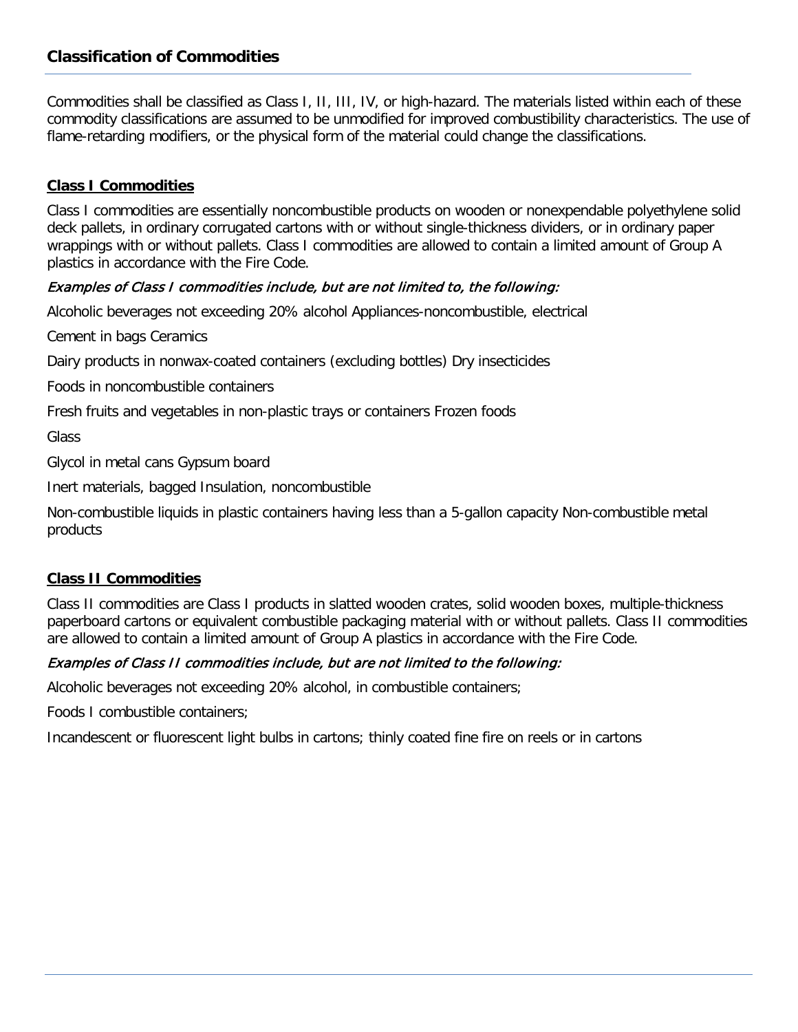## Classification of Commodities

Commodities shall be classified as Class I, II, III, IV, or high-hazard. The materials listed within each of these commodity classifications are assumed to be unmodified for improved combustibility characteristics. The use of flame-retarding modifiers, or the physical form of the material could change the classifications.

### Class I Commodities

Class I commodities are essentially noncombustible products on wooden or nonexpendable polyethylene solid deck pallets, in ordinary corrugated cartons with or without single-thickness dividers, or in ordinary paper wrappings with or without pallets. Class I commodities are allowed to contain a limited amount of Group A plastics in accordance with the Fire Code.

*Examples of Class I commodities include, but are not limited to, the following:*

Alcoholic beverages not exceeding 20% alcohol Appliances-noncombustible, electrical

Cement in bags Ceramics

Dairy products in nonwax-coated containers (excluding bottles) Dry insecticides

Foods in noncombustible containers

Fresh fruits and vegetables in non-plastic trays or containers Frozen foods

Glass

Glycol in metal cans Gypsum board

Inert materials, bagged Insulation, noncombustible

Non-combustible liquids in plastic containers having less than a 5-gallon capacity Non-combustible metal products

### Class II Commodities

Class II commodities are Class I products in slatted wooden crates, solid wooden boxes, multiple-thickness paperboard cartons or equivalent combustible packaging material with or without pallets. Class II commodities are allowed to contain a limited amount of Group A plastics in accordance with the Fire Code.

*Examples of Class II commodities include, but are not limited to the following:*

Alcoholic beverages not exceeding 20% alcohol, in combustible containers;

Foods I combustible containers;

Incandescent or fluorescent light bulbs in cartons; thinly coated fine fire on reels or in cartons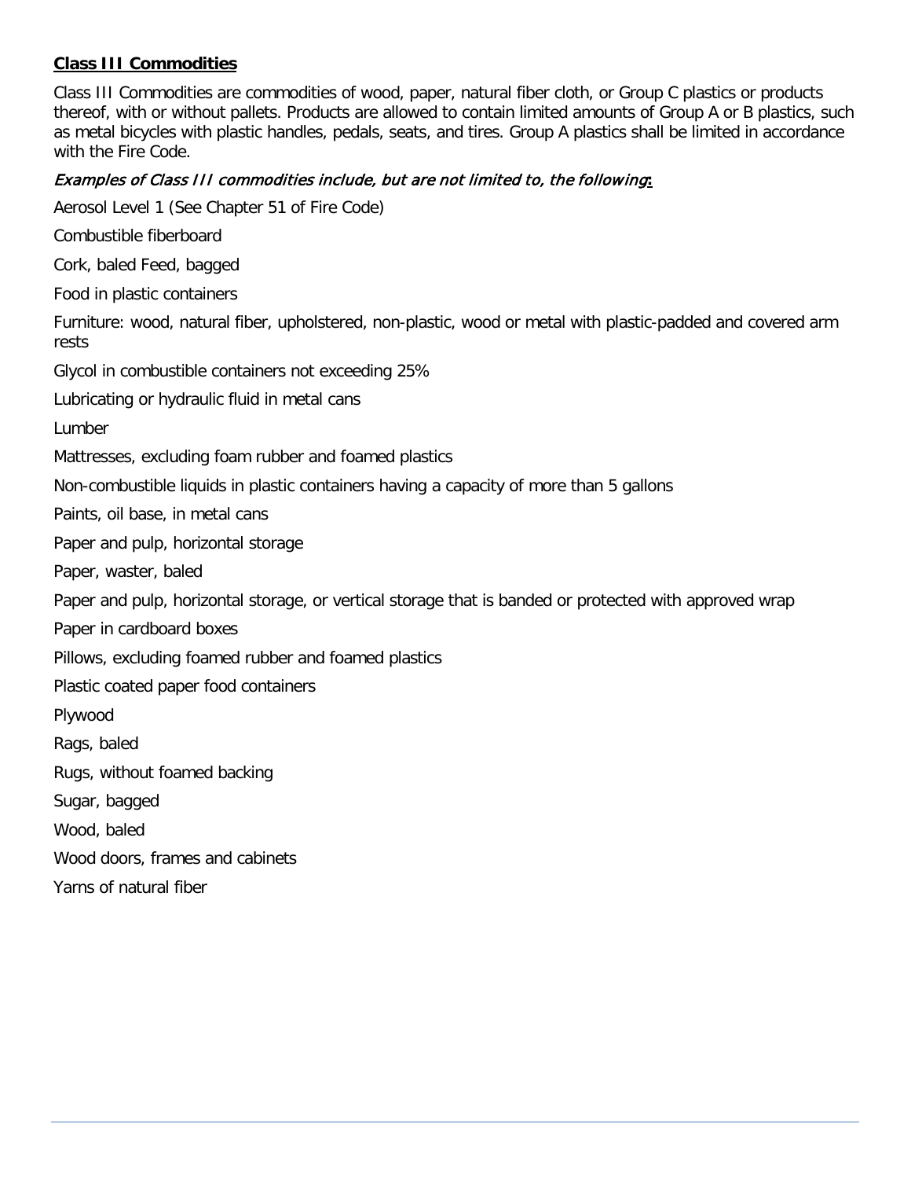**Class III Commodities**

Class III Commodities are commodities of wood, paper, natural fiber cloth, or Group C plastics or products thereof, with or without pallets. Products are allowed to contain limited amounts of Group A or B plastics, such as metal bicycles with plastic handles, pedals, seats, and tires. Group A plastics shall be limited in accordance with the Fire Code.

*Examples of Class III commodities include, but are not limited to, the following*:

Aerosol Level 1 (See Chapter 51 of Fire Code)

Combustible fiberboard

Cork, baled Feed, bagged

Food in plastic containers

Furniture: wood, natural fiber, upholstered, non-plastic, wood or metal with plastic-padded and covered arm rests

Glycol in combustible containers not exceeding 25%

Lubricating or hydraulic fluid in metal cans

Lumber

Mattresses, excluding foam rubber and foamed plastics

Non-combustible liquids in plastic containers having a capacity of more than 5 gallons

Paints, oil base, in metal cans

Paper and pulp, horizontal storage

Paper, waster, baled

Paper and pulp, horizontal storage, or vertical storage that is banded or protected with approved wrap

Paper in cardboard boxes

Pillows, excluding foamed rubber and foamed plastics

Plastic coated paper food containers

Plywood

Rags, baled

Rugs, without foamed backing

Sugar, bagged

Wood, baled

Wood doors, frames and cabinets

Yarns of natural fiber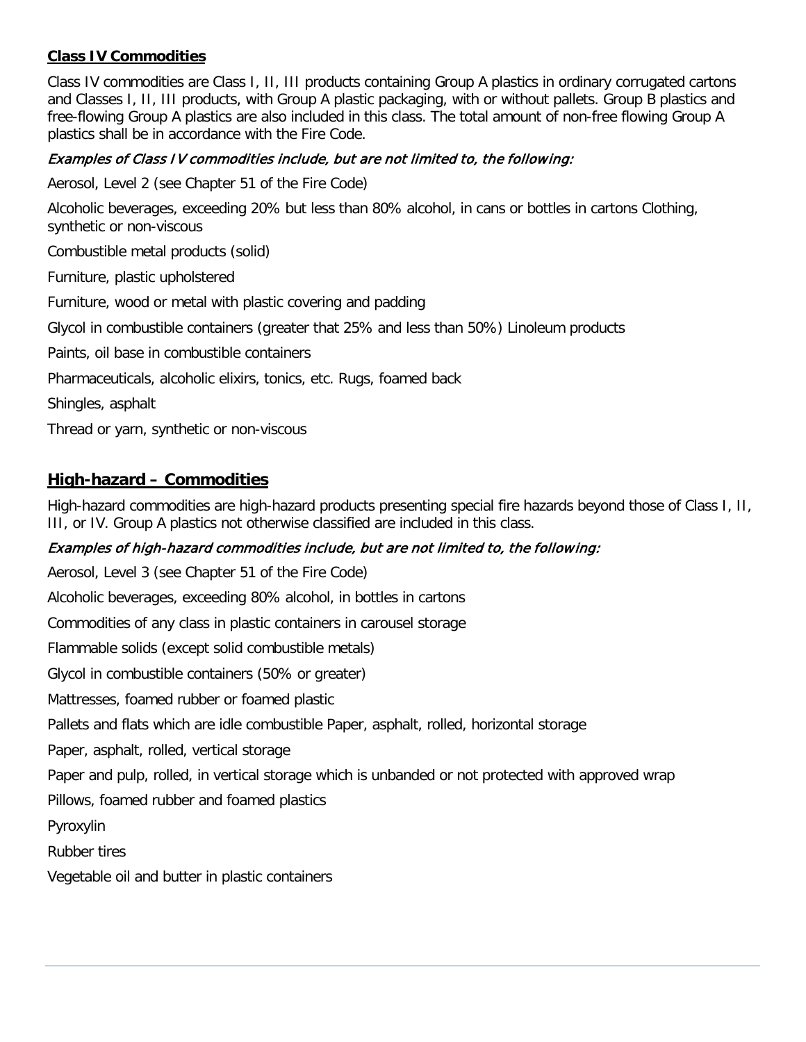### **Class IV Commodities**

Class IV commodities are Class I, II, III products containing Group A plastics in ordinary corrugated cartons and Classes I, II, III products, with Group A plastic packaging, with or without pallets. Group B plastics and free-flowing Group A plastics are also included in this class. The total amount of non-free flowing Group A plastics shall be in accordance with the Fire Code.

*Examples of Class IV commodities include, but are not limited to, the following:*

Aerosol, Level 2 (see Chapter 51 of the Fire Code)

Alcoholic beverages, exceeding 20% but less than 80% alcohol, in cans or bottles in cartons Clothing, synthetic or non-viscous

Combustible metal products (solid)

Furniture, plastic upholstered

Furniture, wood or metal with plastic covering and padding

Glycol in combustible containers (greater that 25% and less than 50%) Linoleum products

Paints, oil base in combustible containers

Pharmaceuticals, alcoholic elixirs, tonics, etc. Rugs, foamed back

Shingles, asphalt

Thread or yarn, synthetic or non-viscous

## **High-hazard – Commodities**

High-hazard commodities are high-hazard products presenting special fire hazards beyond those of Class I, II, III, or IV. Group A plastics not otherwise classified are included in this class.

*Examples of high-hazard commodities include, but are not limited to, the following:*

Aerosol, Level 3 (see Chapter 51 of the Fire Code)

Alcoholic beverages, exceeding 80% alcohol, in bottles in cartons

Commodities of any class in plastic containers in carousel storage

Flammable solids (except solid combustible metals)

Glycol in combustible containers (50% or greater)

Mattresses, foamed rubber or foamed plastic

Pallets and flats which are idle combustible Paper, asphalt, rolled, horizontal storage

Paper, asphalt, rolled, vertical storage

Paper and pulp, rolled, in vertical storage which is unbanded or not protected with approved wrap

Pillows, foamed rubber and foamed plastics

Pyroxylin

Rubber tires

Vegetable oil and butter in plastic containers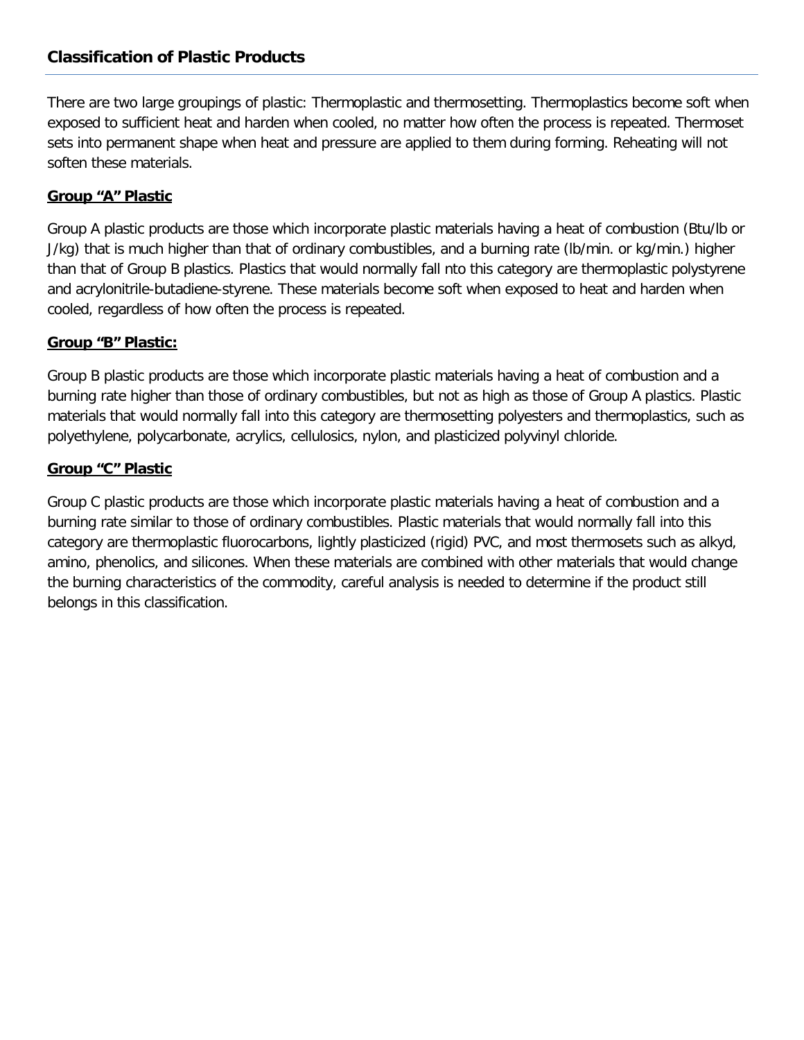## Classification of Plastic Products

There are two large groupings of plastic: Thermoplastic and thermosetting. Thermoplastics become soft when exposed to sufficient heat and harden when cooled, no matter how often the process is repeated. Thermoset sets into permanent shape when heat and pressure are applied to them during forming. Reheating will not soften these materials.

### **Group “A” Plastic**

Group A plastic products are those which incorporate plastic materials having a heat of combustion (Btu/lb or J/kg) that is much higher than that of ordinary combustibles, and a burning rate (lb/min. or kg/min.) higher than that of Group B plastics. Plastics that would normally fall nto this category are thermoplastic polystyrene and acrylonitrile-butadiene-styrene. These materials become soft when exposed to heat and harden when cooled, regardless of how often the process is repeated.

### **Group “B” Plastic:**

Group B plastic products are those which incorporate plastic materials having a heat of combustion and a burning rate higher than those of ordinary combustibles, but not as high as those of Group A plastics. Plastic materials that would normally fall into this category are thermosetting polyesters and thermoplastics, such as polyethylene, polycarbonate, acrylics, cellulosics, nylon, and plasticized polyvinyl chloride.

### **Group “C” Plastic**

Group C plastic products are those which incorporate plastic materials having a heat of combustion and a burning rate similar to those of ordinary combustibles. Plastic materials that would normally fall into this category are thermoplastic fluorocarbons, lightly plasticized (rigid) PVC, and most thermosets such as alkyd, amino, phenolics, and silicones. When these materials are combined with other materials that would change the burning characteristics of the commodity, careful analysis is needed to determine if the product still belongs in this classification.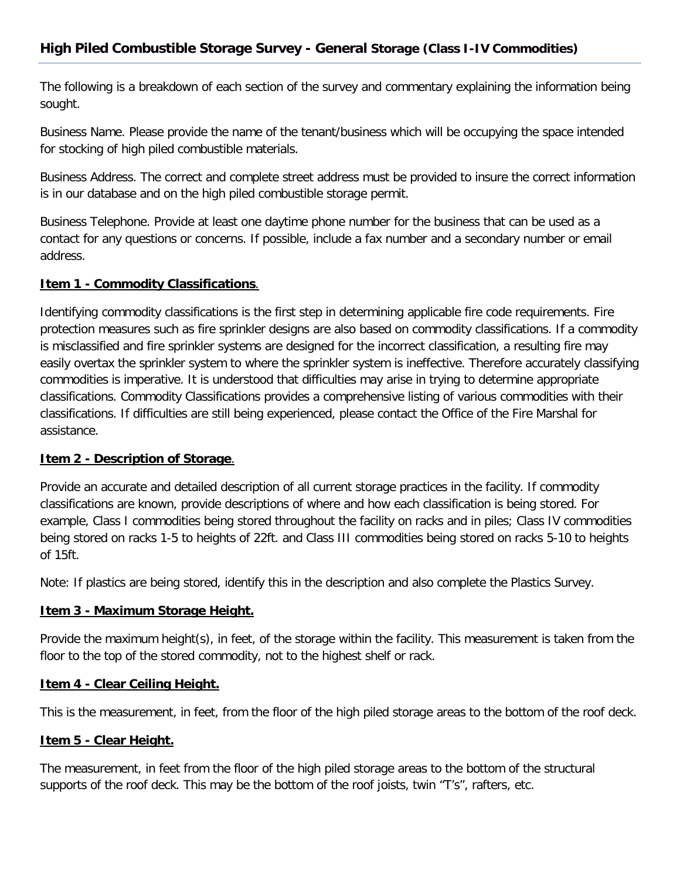## High Piled Combustible Storage Survey - General Storage (Class I-IV Commodities)

The following is a breakdown of each section of the survey and commentary explaining the information being sought.

Business Name. Please provide the name of the tenant/business which will be occupying the space intended for stocking of high piled combustible materials.

Business Address. The correct and complete street address must be provided to insure the correct information is in our database and on the high piled combustible storage permit.

Business Telephone. Provide at least one daytime phone number for the business that can be used as a contact for any questions or concerns. If possible, include a fax number and a secondary number or email address.

**Item 1 - Commodity Classifications**.

Identifying commodity classifications is the first step in determining applicable fire code requirements. Fire protection measures such as fire sprinkler designs are also based on commodity classifications. If a commodity is misclassified and fire sprinkler systems are designed for the incorrect classification, a resulting fire may easily overtax the sprinkler system to where the sprinkler system is ineffective. Therefore accurately classifying commodities is imperative. It is understood that difficulties may arise in trying to determine appropriate classifications. Commodity Classifications provides a comprehensive listing of various commodities with their classifications. If difficulties are still being experienced, please contact the Office of the Fire Marshal for assistance.

**Item 2 - Description of Storage**.

Provide an accurate and detailed description of all current storage practices in the facility. If commodity classifications are known, provide descriptions of where and how each classification is being stored. For example, Class I commodities being stored throughout the facility on racks and in piles; Class IV commodities being stored on racks 1-5 to heights of 22ft. and Class III commodities being stored on racks 5-10 to heights of 15ft.

Note: If plastics are being stored, identify this in the description and also complete the Plastics Survey.

**Item 3 - Maximum Storage Height.**

Provide the maximum height(s), in feet, of the storage within the facility. This measurement is taken from the floor to the top of the stored commodity, not to the highest shelf or rack.

**Item 4 - Clear Ceiling Height.**

This is the measurement, in feet, from the floor of the high piled storage areas to the bottom of the roof deck.

**Item 5 - Clear Height.**

The measurement, in feet from the floor of the high piled storage areas to the bottom of the structural supports of the roof deck. This may be the bottom of the roof joists, twin "T's", rafters, etc.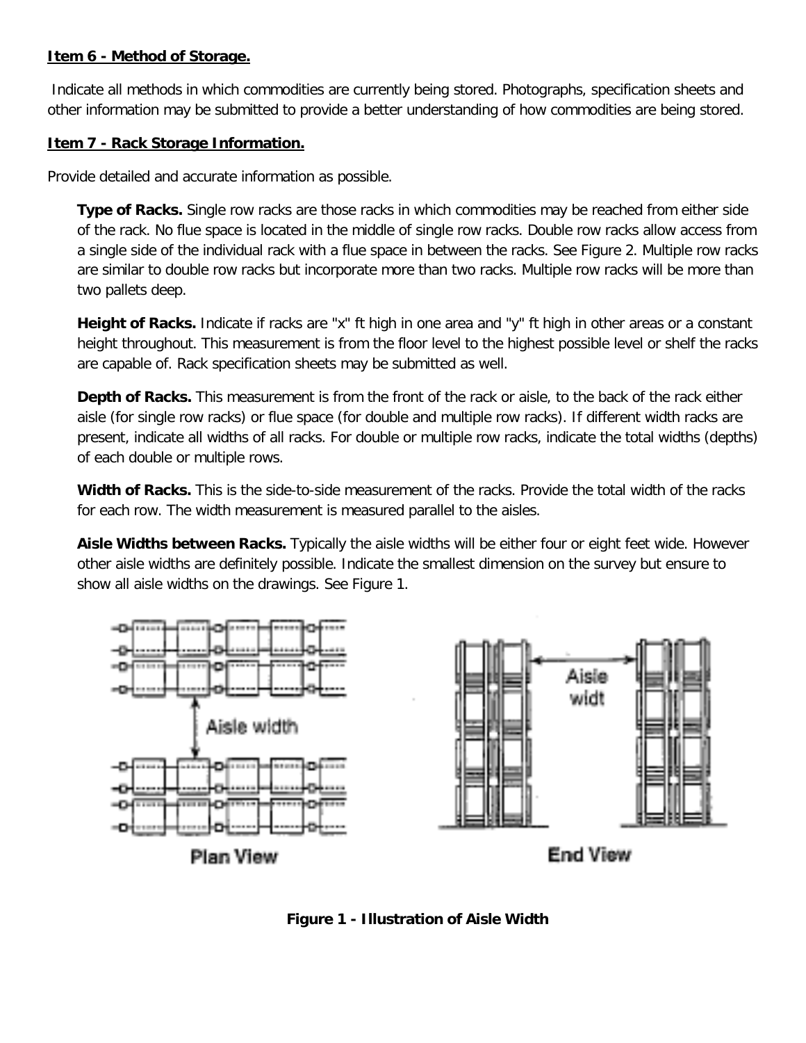**Item 6 - Method of Storage.**

Indicate all methods in which commodities are currently being stored. Photographs, specification sheets and other information may be submitted to provide a better understanding of how commodities are being stored.

**Item 7 - Rack Storage Information.**

Provide detailed and accurate information as possible.

**Type of Racks.** Single row racks are those racks in which commodities may be reached from either side of the rack. No flue space is located in the middle of single row racks. Double row racks allow access from a single side of the individual rack with a flue space in between the racks. See Figure 2. Multiple row racks are similar to double row racks but incorporate more than two racks. Multiple row racks will be more than two pallets deep.

**Height of Racks.** Indicate if racks are "x" ft high in one area and "y" ft high in other areas or a constant height throughout. This measurement is from the floor level to the highest possible level or shelf the racks are capable of. Rack specification sheets may be submitted as well.

**Depth of Racks.** This measurement is from the front of the rack or aisle, to the back of the rack either aisle (for single row racks) or flue space (for double and multiple row racks). If different width racks are present, indicate all widths of all racks. For double or multiple row racks, indicate the total widths (depths) of each double or multiple rows.

**Width of Racks.** This is the side-to-side measurement of the racks. Provide the total width of the racks for each row. The width measurement is measured parallel to the aisles.

**Aisle Widths between Racks.** Typically the aisle widths will be either four or eight feet wide. However other aisle widths are definitely possible. Indicate the smallest dimension on the survey but ensure to show all aisle widths on the drawings. See Figure 1.

Aisle width

Plan View

Aisle widt

End View

**Figure 1 - Illustration of Aisle Width**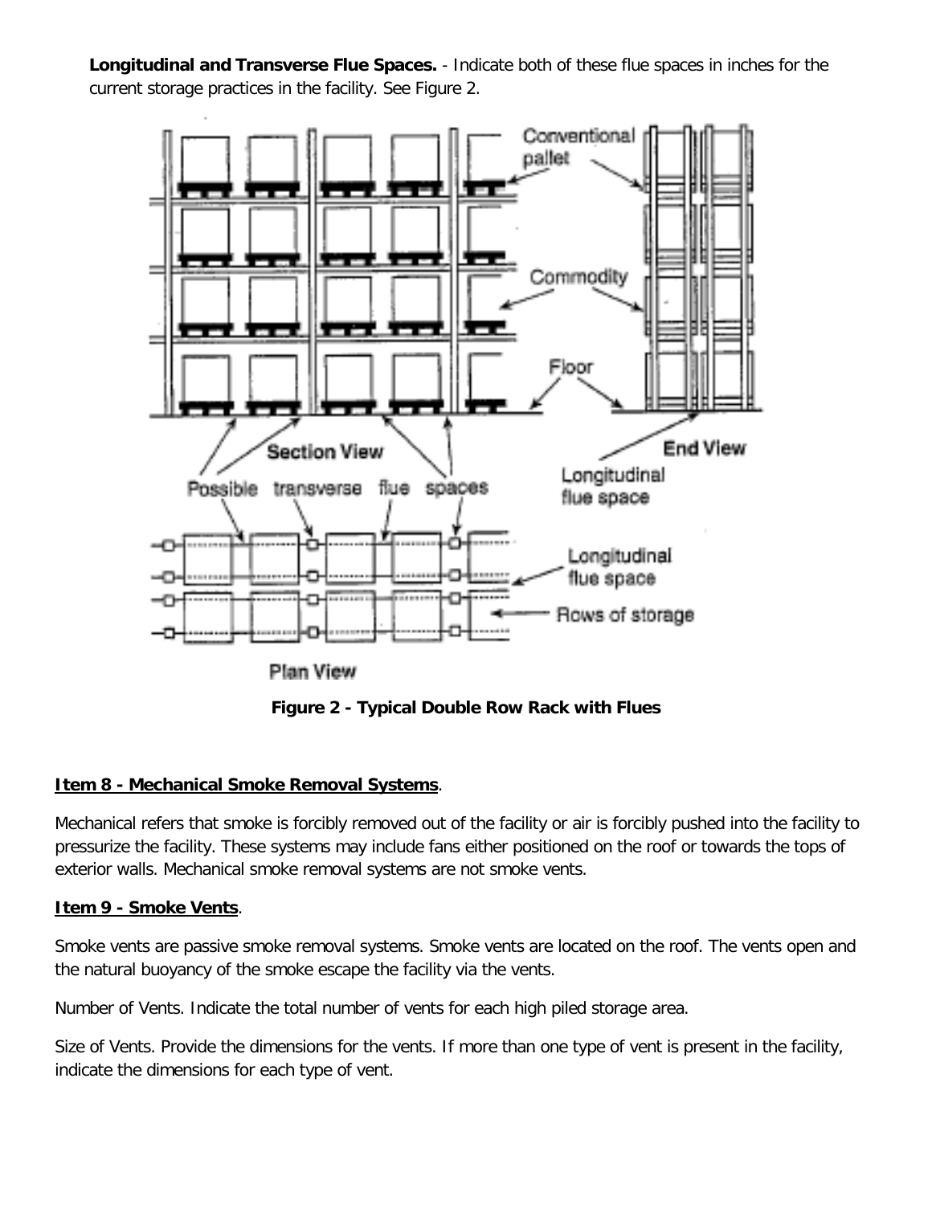**Longitudinal and Transverse Flue Spaces.** - Indicate both of these flue spaces in inches for the current storage practices in the facility. See Figure 2.

**Figure 2 - Typical Double Row Rack with Flues**

**Item 8 - Mechanical Smoke Removal Systems**.

Mechanical refers that smoke is forcibly removed out of the facility or air is forcibly pushed into the facility to pressurize the facility. These systems may include fans either positioned on the roof or towards the tops of exterior walls. Mechanical smoke removal systems are not smoke vents.

**Item 9 - Smoke Vents**.

Smoke vents are passive smoke removal systems. Smoke vents are located on the roof. The vents open and the natural buoyancy of the smoke escape the facility via the vents.

Number of Vents. Indicate the total number of vents for each high piled storage area.

Size of Vents. Provide the dimensions for the vents. If more than one type of vent is present in the facility, indicate the dimensions for each type of vent.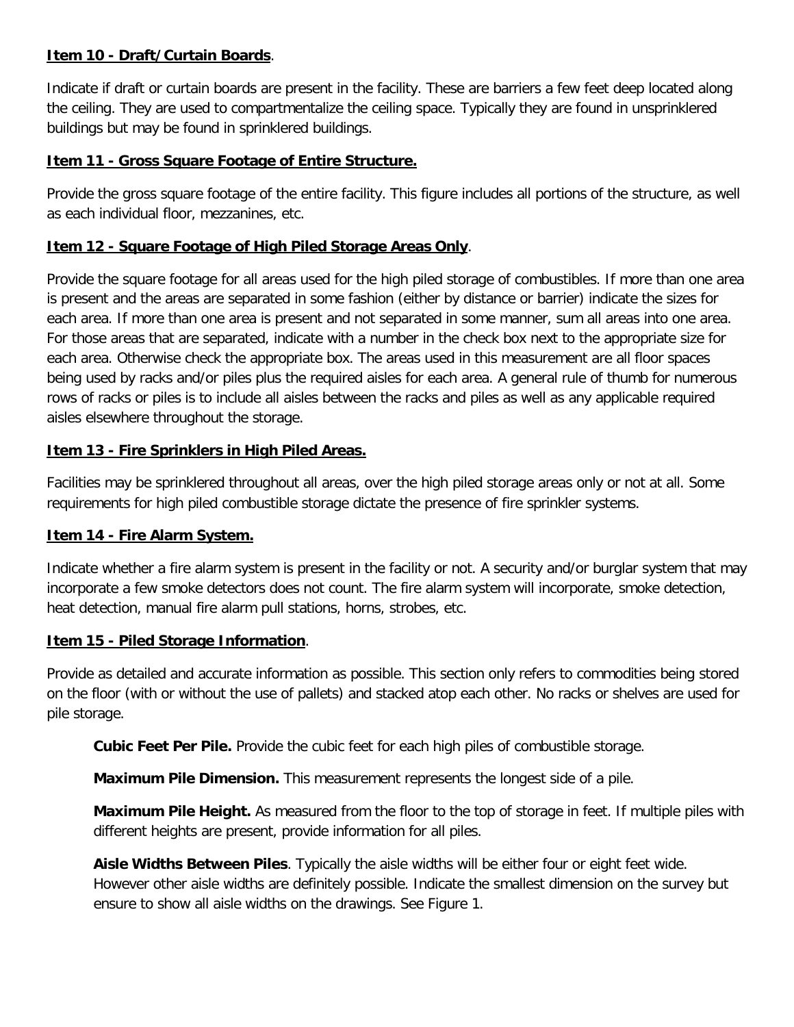**Item 10 - Draft/Curtain Boards**.

Indicate if draft or curtain boards are present in the facility. These are barriers a few feet deep located along the ceiling. They are used to compartmentalize the ceiling space. Typically they are found in unsprinklered buildings but may be found in sprinklered buildings.

**Item 11 - Gross Square Footage of Entire Structure.**

Provide the gross square footage of the entire facility. This figure includes all portions of the structure, as well as each individual floor, mezzanines, etc.

**Item 12 - Square Footage of High Piled Storage Areas Only**.

Provide the square footage for all areas used for the high piled storage of combustibles. If more than one area is present and the areas are separated in some fashion (either by distance or barrier) indicate the sizes for each area. If more than one area is present and not separated in some manner, sum all areas into one area. For those areas that are separated, indicate with a number in the check box next to the appropriate size for each area. Otherwise check the appropriate box. The areas used in this measurement are all floor spaces being used by racks and/or piles plus the required aisles for each area. A general rule of thumb for numerous rows of racks or piles is to include all aisles between the racks and piles as well as any applicable required aisles elsewhere throughout the storage.

**Item 13 - Fire Sprinklers in High Piled Areas.**

Facilities may be sprinklered throughout all areas, over the high piled storage areas only or not at all. Some requirements for high piled combustible storage dictate the presence of fire sprinkler systems.

**Item 14 - Fire Alarm System.**

Indicate whether a fire alarm system is present in the facility or not. A security and/or burglar system that may incorporate a few smoke detectors does not count. The fire alarm system will incorporate, smoke detection, heat detection, manual fire alarm pull stations, horns, strobes, etc.

**Item 15 - Piled Storage Information**.

Provide as detailed and accurate information as possible. This section only refers to commodities being stored on the floor (with or without the use of pallets) and stacked atop each other. No racks or shelves are used for pile storage.

> **Cubic Feet Per Pile.** Provide the cubic feet for each high piles of combustible storage.
>
> **Maximum Pile Dimension.** This measurement represents the longest side of a pile.
>
> **Maximum Pile Height.** As measured from the floor to the top of storage in feet. If multiple piles with different heights are present, provide information for all piles.
>
> **Aisle Widths Between Piles**. Typically the aisle widths will be either four or eight feet wide. However other aisle widths are definitely possible. Indicate the smallest dimension on the survey but ensure to show all aisle widths on the drawings. See Figure 1.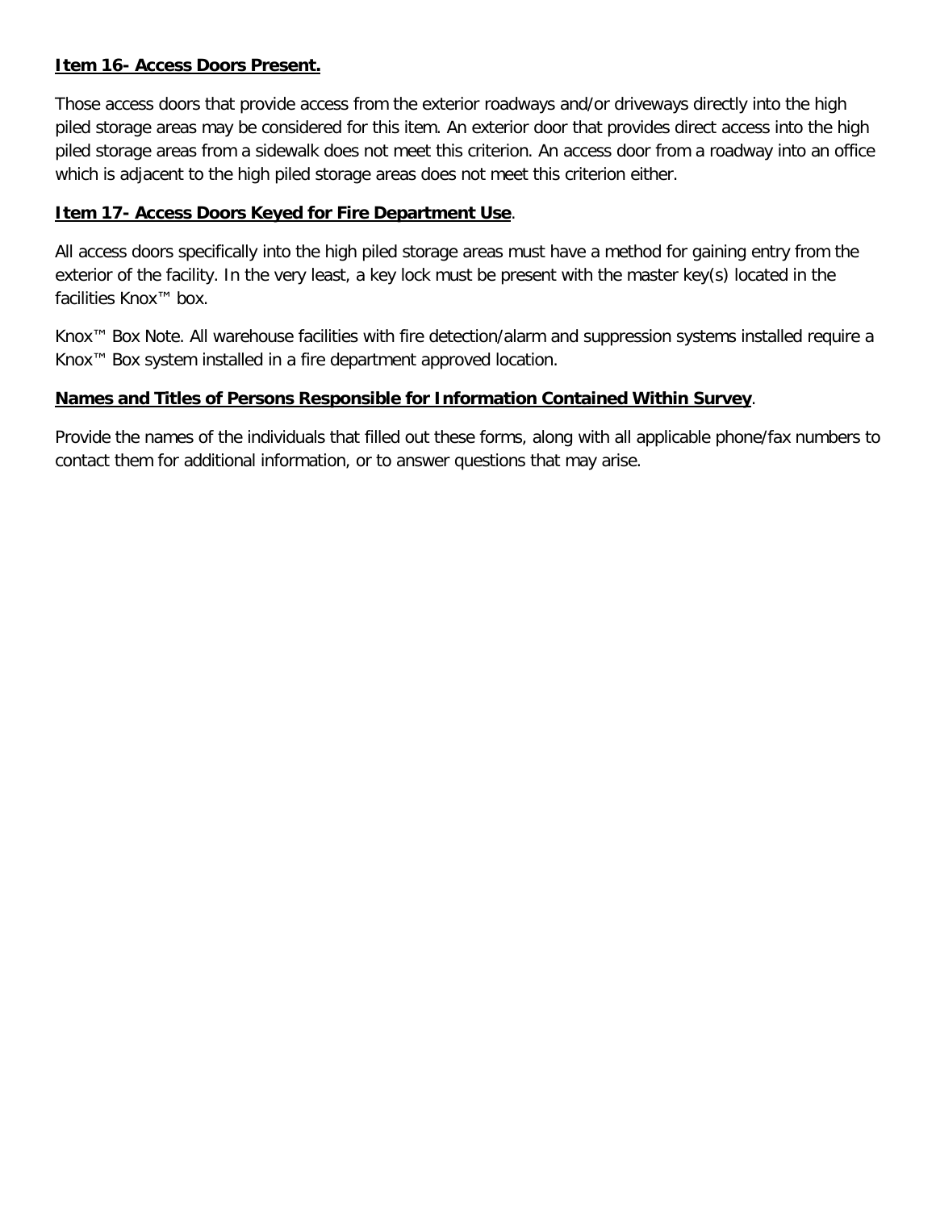**Item 16- Access Doors Present.**

Those access doors that provide access from the exterior roadways and/or driveways directly into the high piled storage areas may be considered for this item. An exterior door that provides direct access into the high piled storage areas from a sidewalk does not meet this criterion. An access door from a roadway into an office which is adjacent to the high piled storage areas does not meet this criterion either.

**Item 17- Access Doors Keyed for Fire Department Use**.

All access doors specifically into the high piled storage areas must have a method for gaining entry from the exterior of the facility. In the very least, a key lock must be present with the master key(s) located in the facilities Knox™ box.

Knox™ Box Note. All warehouse facilities with fire detection/alarm and suppression systems installed require a Knox™ Box system installed in a fire department approved location.

**Names and Titles of Persons Responsible for Information Contained Within Survey**.

Provide the names of the individuals that filled out these forms, along with all applicable phone/fax numbers to contact them for additional information, or to answer questions that may arise.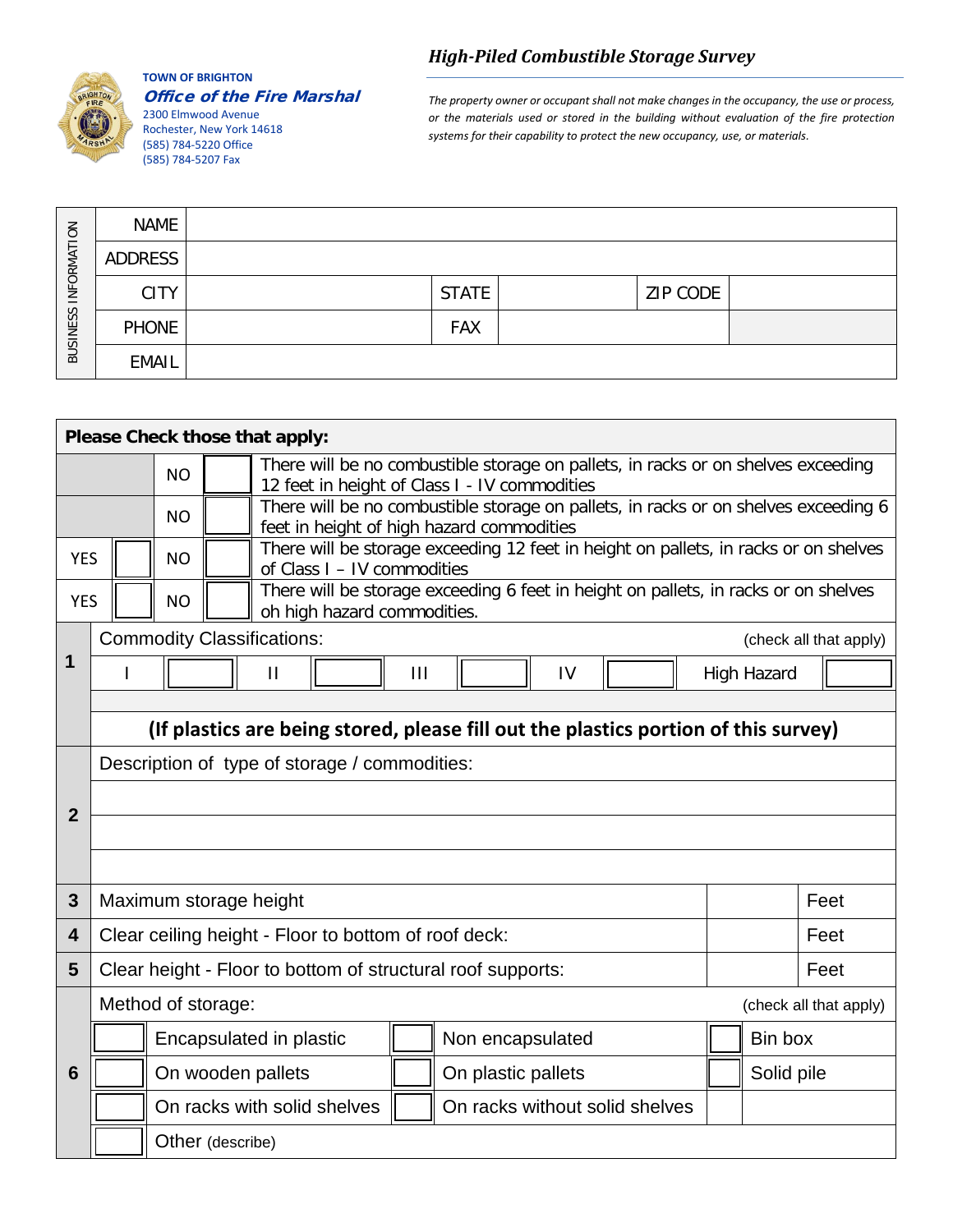**TOWN OF BRIGHTON**
***Office of the Fire Marshal***
2300 Elmwood Avenue
Rochester, New York 14618
(585) 784-5220 Office
(585) 784-5207 Fax

## *High-Piled Combustible Storage Survey*

*The property owner or occupant shall not make changes in the occupancy, the use or process, or the materials used or stored in the building without evaluation of the fire protection systems for their capability to protect the new occupancy, use, or materials.*

| BUSINESS INFORMATION | | | | | |
|---|---|---|---|---|---|
| NAME | | | | | |
| ADDRESS | | | | | |
| CITY | | STATE | | ZIP CODE | |
| PHONE | | FAX | | | |
| EMAIL | | | | | |

**Please Check those that apply:**

| | | | | |
|---|---|---|---|---|
| | | NO | ☐ | There will be no combustible storage on pallets, in racks or on shelves exceeding 12 feet in height of Class I - IV commodities |
| | | NO | ☐ | There will be no combustible storage on pallets, in racks or on shelves exceeding 6 feet in height of high hazard commodities |
| YES | ☐ | NO | ☐ | There will be storage exceeding 12 feet in height on pallets, in racks or on shelves of Class I – IV commodities |
| YES | ☐ | NO | ☐ | There will be storage exceeding 6 feet in height on pallets, in racks or on shelves oh high hazard commodities. |

| # | | | | | | | | | | |
|---|---|---|---|---|---|---|---|---|---|---|
| 1 | Commodity Classifications: (check all that apply) | | | | | | | | | |
| | I | ☐ | II | ☐ | III | ☐ | IV | ☐ | High Hazard | ☐ |
| | **(If plastics are being stored, please fill out the plastics portion of this survey)** | | | | | | | | | |
| 2 | Description of type of storage / commodities: | | | | | | | | | |
| | | | | | | | | | | |
| 3 | Maximum storage height | | | | | | | | | Feet |
| 4 | Clear ceiling height - Floor to bottom of roof deck: | | | | | | | | | Feet |
| 5 | Clear height - Floor to bottom of structural roof supports: | | | | | | | | | Feet |
| 6 | Method of storage: (check all that apply) | | | | | | | | | |
| | ☐ | Encapsulated in plastic | ☐ | Non encapsulated | ☐ | Bin box | | | | |
| | ☐ | On wooden pallets | ☐ | On plastic pallets | ☐ | Solid pile | | | | |
| | ☐ | On racks with solid shelves | ☐ | On racks without solid shelves | | | | | | |
| | ☐ | Other (describe) | | | | | | | | |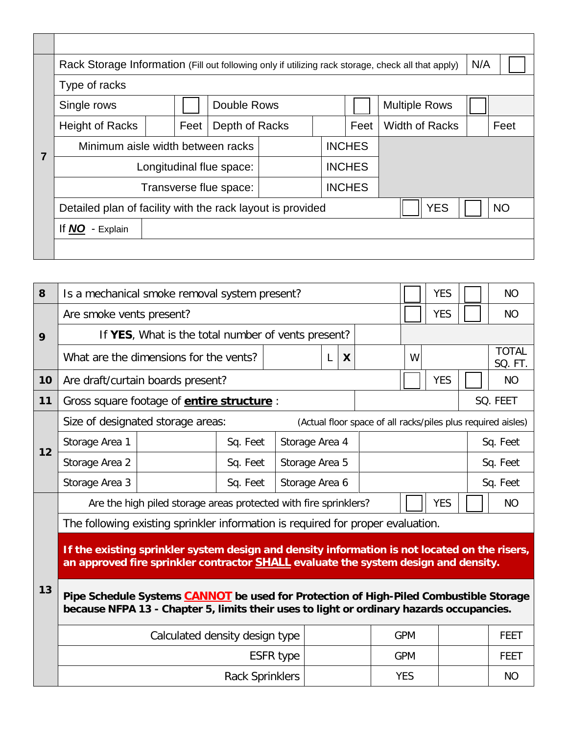| 7 | | | | | | | | | |
|---|---|---|---|---|---|---|---|---|---|
| | Rack Storage Information (Fill out following only if utilizing rack storage, check all that apply) | | | | | | | N/A | ☐ |
| | Type of racks | | | | | | | | |
| | Single rows | | ☐ | Double Rows | | ☐ | Multiple Rows | ☐ | |
| | Height of Racks | | Feet | Depth of Racks | | Feet | Width of Racks | | Feet |
| | Minimum aisle width between racks | | | INCHES | | | | | |
| | Longitudinal flue space: | | | INCHES | | | | | |
| | Transverse flue space: | | | INCHES | | | | | |
| | Detailed plan of facility with the rack layout is provided | | | | ☐ | YES | ☐ | NO | |
| | If ***NO*** - Explain | | | | | | | | |
| | | | | | | | | | |

| # | Question | | | | | | |
|---|---|---|---|---|---|---|---|
| 8 | Is a mechanical smoke removal system present? | | | ☐ | YES | ☐ | NO |
| 9 | Are smoke vents present? | | | ☐ | YES | ☐ | NO |
| | If **YES**, What is the total number of vents present? | | | | | | |
| | What are the dimensions for the vents? | L **X** | | W | | | TOTAL SQ. FT. |
| 10 | Are draft/curtain boards present? | | | ☐ | YES | ☐ | NO |
| 11 | Gross square footage of **entire structure** : | | | | | | SQ. FEET |

| 12 | Size of designated storage areas: (Actual floor space of all racks/piles plus required aisles) | | | | | |
|---|---|---|---|---|---|---|
| | Storage Area 1 | | Sq. Feet | Storage Area 4 | | Sq. Feet |
| | Storage Area 2 | | Sq. Feet | Storage Area 5 | | Sq. Feet |
| | Storage Area 3 | | Sq. Feet | Storage Area 6 | | Sq. Feet |

**13**

| Are the high piled storage areas protected with fire sprinklers? | ☐ | YES | ☐ | NO |
|---|---|---|---|---|

The following existing sprinkler information is required for proper evaluation.

**If the existing sprinkler system design and density information is not located on the risers, an approved fire sprinkler contractor SHALL evaluate the system design and density.**

**Pipe Schedule Systems CANNOT be used for Protection of High-Piled Combustible Storage because NFPA 13 - Chapter 5, limits their uses to light or ordinary hazards occupancies.**

| | | | | |
|---|---|---|---|---|
| Calculated density design type | | GPM | | FEET |
| ESFR type | | GPM | | FEET |
| Rack Sprinklers | | YES | | NO |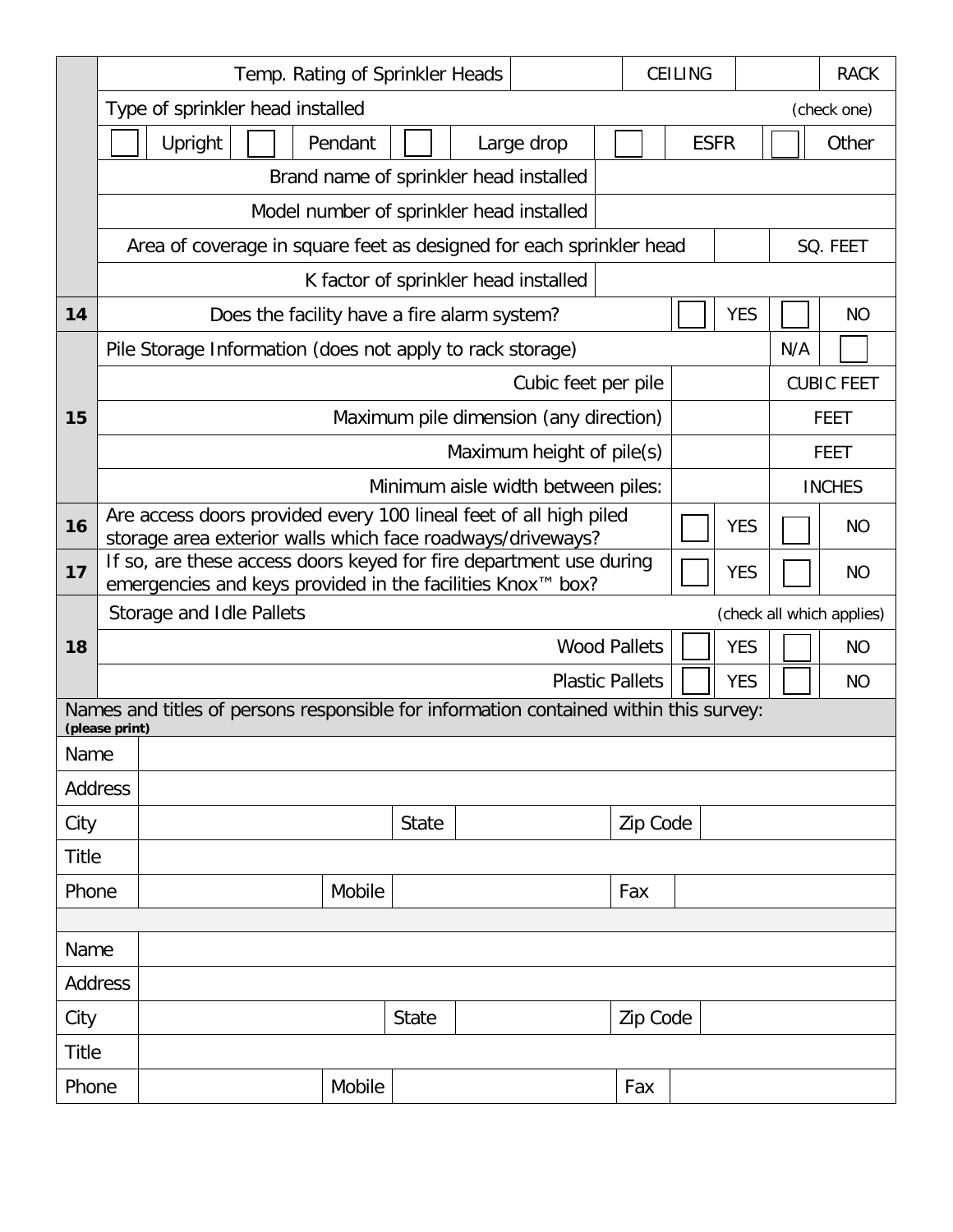| | | | | | | | | | |
|---|---|---|---|---|---|---|---|---|---|
| | Temp. Rating of Sprinkler Heads | | | | | CEILING | | | RACK |
| | Type of sprinkler head installed | | | | | | | | (check one) |
| | ☐ | Upright | ☐ | Pendant | ☐ | Large drop | ☐ | ESFR | ☐ Other |
| | Brand name of sprinkler head installed | | | | | | | | |
| | Model number of sprinkler head installed | | | | | | | | |
| | Area of coverage in square feet as designed for each sprinkler head | | | | | | | | SQ. FEET |
| | K factor of sprinkler head installed | | | | | | | | |
| **14** | Does the facility have a fire alarm system? | | | | | ☐ | YES | ☐ | NO |
| **15** | Pile Storage Information (does not apply to rack storage) | | | | | | | N/A | ☐ |
| | Cubic feet per pile | | | | | | | | CUBIC FEET |
| | Maximum pile dimension (any direction) | | | | | | | | FEET |
| | Maximum height of pile(s) | | | | | | | | FEET |
| | Minimum aisle width between piles: | | | | | | | | INCHES |
| **16** | Are access doors provided every 100 lineal feet of all high piled storage area exterior walls which face roadways/driveways? | | | | | ☐ | YES | ☐ | NO |
| **17** | If so, are these access doors keyed for fire department use during emergencies and keys provided in the facilities Knox™ box? | | | | | ☐ | YES | ☐ | NO |
| **18** | Storage and Idle Pallets | | | | | | | | (check all which applies) |
| | Wood Pallets | | | | | ☐ | YES | ☐ | NO |
| | Plastic Pallets | | | | | ☐ | YES | ☐ | NO |

Names and titles of persons responsible for information contained within this survey:
**(please print)**

| | | | | | |
|---|---|---|---|---|---|
| Name | | | | | |
| Address | | | | | |
| City | | State | | Zip Code | |
| Title | | | | | |
| Phone | | Mobile | | Fax | |

| | | | | | |
|---|---|---|---|---|---|
| Name | | | | | |
| Address | | | | | |
| City | | State | | Zip Code | |
| Title | | | | | |
| Phone | | Mobile | | Fax | |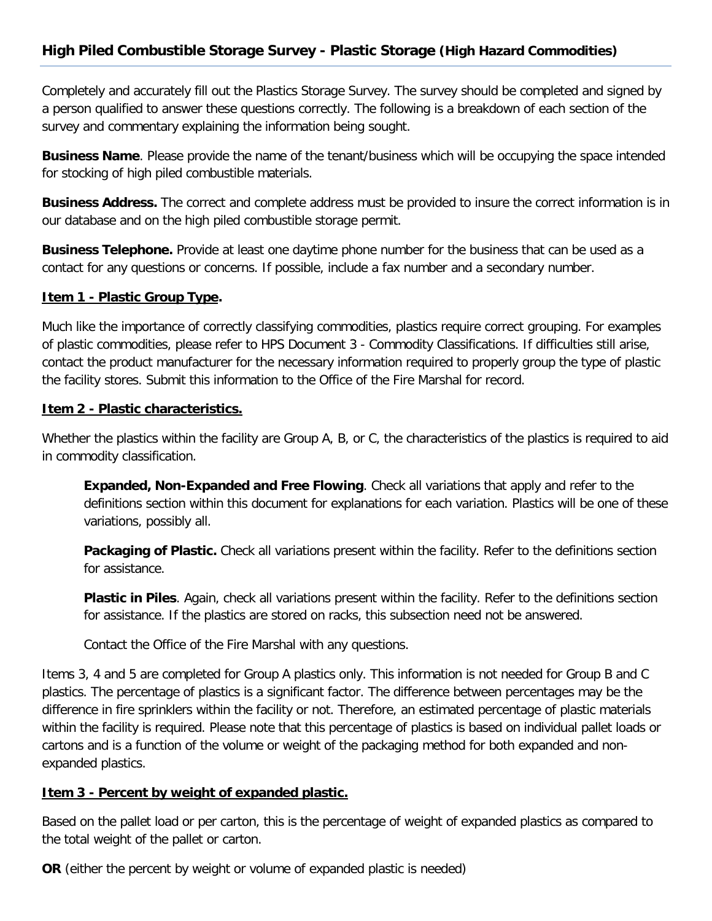## High Piled Combustible Storage Survey - Plastic Storage (High Hazard Commodities)

Completely and accurately fill out the Plastics Storage Survey. The survey should be completed and signed by a person qualified to answer these questions correctly. The following is a breakdown of each section of the survey and commentary explaining the information being sought.

**Business Name**. Please provide the name of the tenant/business which will be occupying the space intended for stocking of high piled combustible materials.

**Business Address.** The correct and complete address must be provided to insure the correct information is in our database and on the high piled combustible storage permit.

**Business Telephone.** Provide at least one daytime phone number for the business that can be used as a contact for any questions or concerns. If possible, include a fax number and a secondary number.

**Item 1 - Plastic Group Type.**

Much like the importance of correctly classifying commodities, plastics require correct grouping. For examples of plastic commodities, please refer to HPS Document 3 - Commodity Classifications. If difficulties still arise, contact the product manufacturer for the necessary information required to properly group the type of plastic the facility stores. Submit this information to the Office of the Fire Marshal for record.

**Item 2 - Plastic characteristics.**

Whether the plastics within the facility are Group A, B, or C, the characteristics of the plastics is required to aid in commodity classification.

> **Expanded, Non-Expanded and Free Flowing**. Check all variations that apply and refer to the definitions section within this document for explanations for each variation. Plastics will be one of these variations, possibly all.
>
> **Packaging of Plastic.** Check all variations present within the facility. Refer to the definitions section for assistance.
>
> **Plastic in Piles**. Again, check all variations present within the facility. Refer to the definitions section for assistance. If the plastics are stored on racks, this subsection need not be answered.
>
> Contact the Office of the Fire Marshal with any questions.

Items 3, 4 and 5 are completed for Group A plastics only. This information is not needed for Group B and C plastics. The percentage of plastics is a significant factor. The difference between percentages may be the difference in fire sprinklers within the facility or not. Therefore, an estimated percentage of plastic materials within the facility is required. Please note that this percentage of plastics is based on individual pallet loads or cartons and is a function of the volume or weight of the packaging method for both expanded and non-expanded plastics.

**Item 3 - Percent by weight of expanded plastic.**

Based on the pallet load or per carton, this is the percentage of weight of expanded plastics as compared to the total weight of the pallet or carton.

**OR** (either the percent by weight or volume of expanded plastic is needed)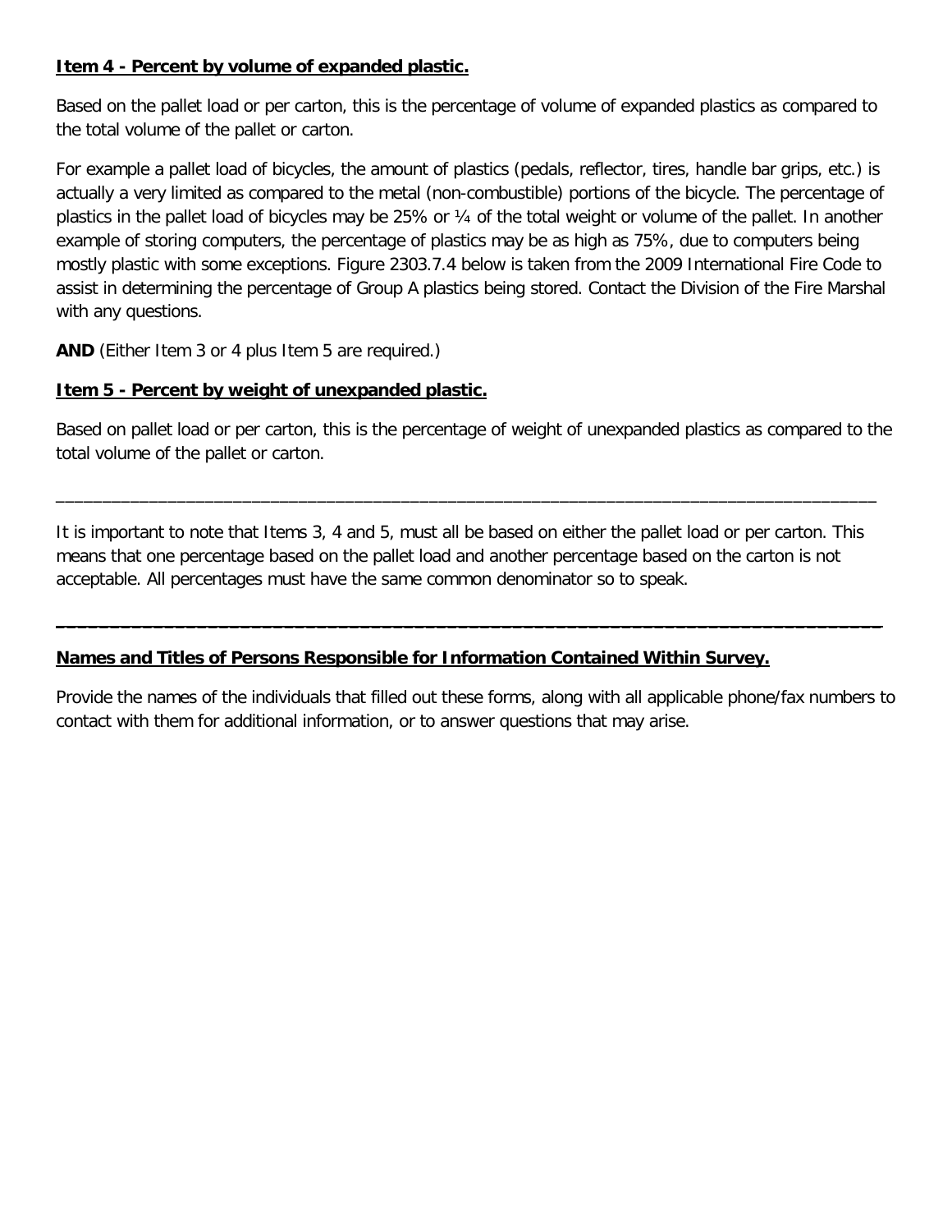**Item 4 - Percent by volume of expanded plastic.**

Based on the pallet load or per carton, this is the percentage of volume of expanded plastics as compared to the total volume of the pallet or carton.

For example a pallet load of bicycles, the amount of plastics (pedals, reflector, tires, handle bar grips, etc.) is actually a very limited as compared to the metal (non-combustible) portions of the bicycle. The percentage of plastics in the pallet load of bicycles may be 25% or ¼ of the total weight or volume of the pallet. In another example of storing computers, the percentage of plastics may be as high as 75%, due to computers being mostly plastic with some exceptions. Figure 2303.7.4 below is taken from the 2009 International Fire Code to assist in determining the percentage of Group A plastics being stored. Contact the Division of the Fire Marshal with any questions.

**AND** (Either Item 3 or 4 plus Item 5 are required.)

**Item 5 - Percent by weight of unexpanded plastic.**

Based on pallet load or per carton, this is the percentage of weight of unexpanded plastics as compared to the total volume of the pallet or carton.

---

It is important to note that Items 3, 4 and 5, must all be based on either the pallet load or per carton. This means that one percentage based on the pallet load and another percentage based on the carton is not acceptable. All percentages must have the same common denominator so to speak.

---

**Names and Titles of Persons Responsible for Information Contained Within Survey.**

Provide the names of the individuals that filled out these forms, along with all applicable phone/fax numbers to contact with them for additional information, or to answer questions that may arise.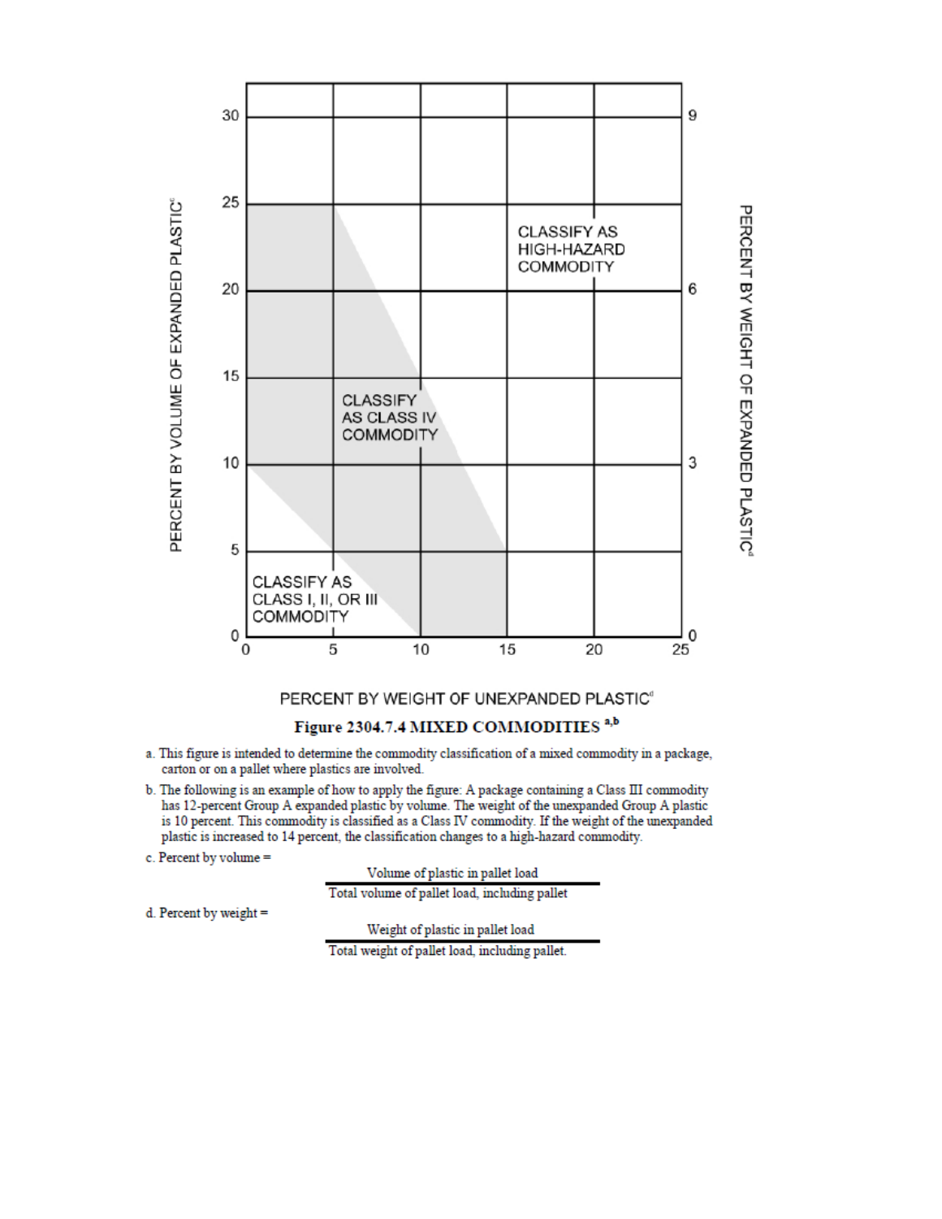**Figure 2304.7.4 MIXED COMMODITIES [a,b]**

a. This figure is intended to determine the commodity classification of a mixed commodity in a package, carton or on a pallet where plastics are involved.

b. The following is an example of how to apply the figure: A package containing a Class III commodity has 12-percent Group A expanded plastic by volume. The weight of the unexpanded Group A plastic is 10 percent. This commodity is classified as a Class IV commodity. If the weight of the unexpanded plastic is increased to 14 percent, the classification changes to a high-hazard commodity.

c. Percent by volume =

$$\frac{\text{Volume of plastic in pallet load}}{\text{Total volume of pallet load, including pallet}}$$

d. Percent by weight =

$$\frac{\text{Weight of plastic in pallet load}}{\text{Total weight of pallet load, including pallet.}}$$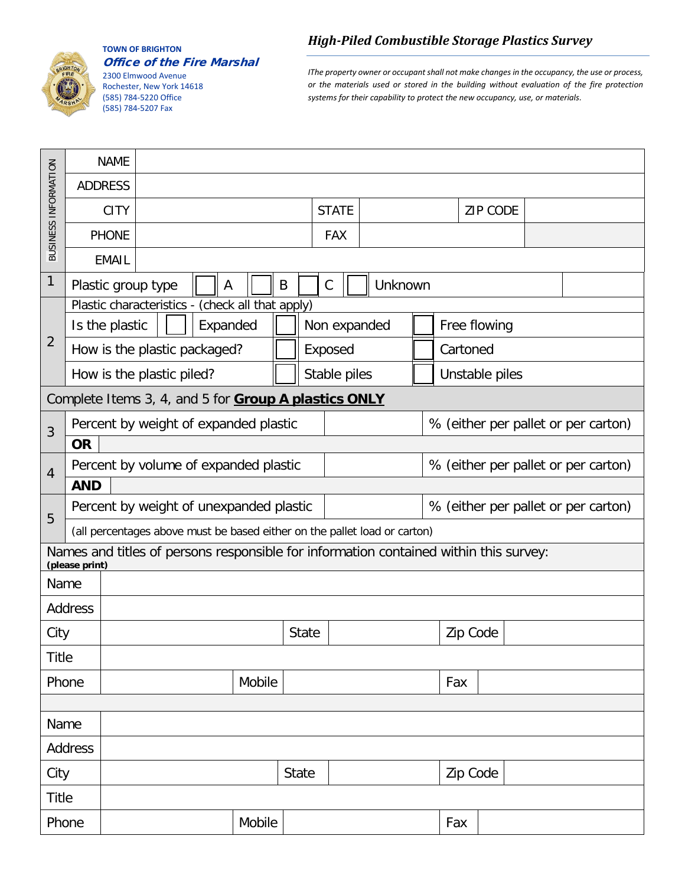**TOWN OF BRIGHTON**
***Office of the Fire Marshal***
2300 Elmwood Avenue
Rochester, New York 14618
(585) 784-5220 Office
(585) 784-5207 Fax

## *High-Piled Combustible Storage Plastics Survey*

*IThe property owner or occupant shall not make changes in the occupancy, the use or process, or the materials used or stored in the building without evaluation of the fire protection systems for their capability to protect the new occupancy, use, or materials.*

**BUSINESS INFORMATION**

| | | | | | |
|---|---|---|---|---|---|
| NAME | | | | | |
| ADDRESS | | | | | |
| CITY | | STATE | | ZIP CODE | |
| PHONE | | FAX | | | |
| EMAIL | | | | | |

| | | | | |
|---|---|---|---|---|
| 1 | Plastic group type | ☐ A | ☐ B | ☐ C ☐ Unknown |
| 2 | Plastic characteristics - (check all that apply) | | | |
| | Is the plastic | ☐ Expanded | ☐ Non expanded | ☐ Free flowing |
| | How is the plastic packaged? | | ☐ Exposed | ☐ Cartoned |
| | How is the plastic piled? | | ☐ Stable piles | ☐ Unstable piles |

Complete Items 3, 4, and 5 for **Group A plastics ONLY**

| | | | |
|---|---|---|---|
| 3 | Percent by weight of expanded plastic | | % (either per pallet or per carton) |
| | **OR** | | |
| 4 | Percent by volume of expanded plastic | | % (either per pallet or per carton) |
| | **AND** | | |
| 5 | Percent by weight of unexpanded plastic | | % (either per pallet or per carton) |
| | (all percentages above must be based either on the pallet load or carton) | | |

Names and titles of persons responsible for information contained within this survey:
**(please print)**

| | | | | | |
|---|---|---|---|---|---|
| Name | | | | | |
| Address | | | | | |
| City | | State | | Zip Code | |
| Title | | | | | |
| Phone | | Mobile | | Fax | |

| | | | | | |
|---|---|---|---|---|---|
| Name | | | | | |
| Address | | | | | |
| City | | State | | Zip Code | |
| Title | | | | | |
| Phone | | Mobile | | Fax | |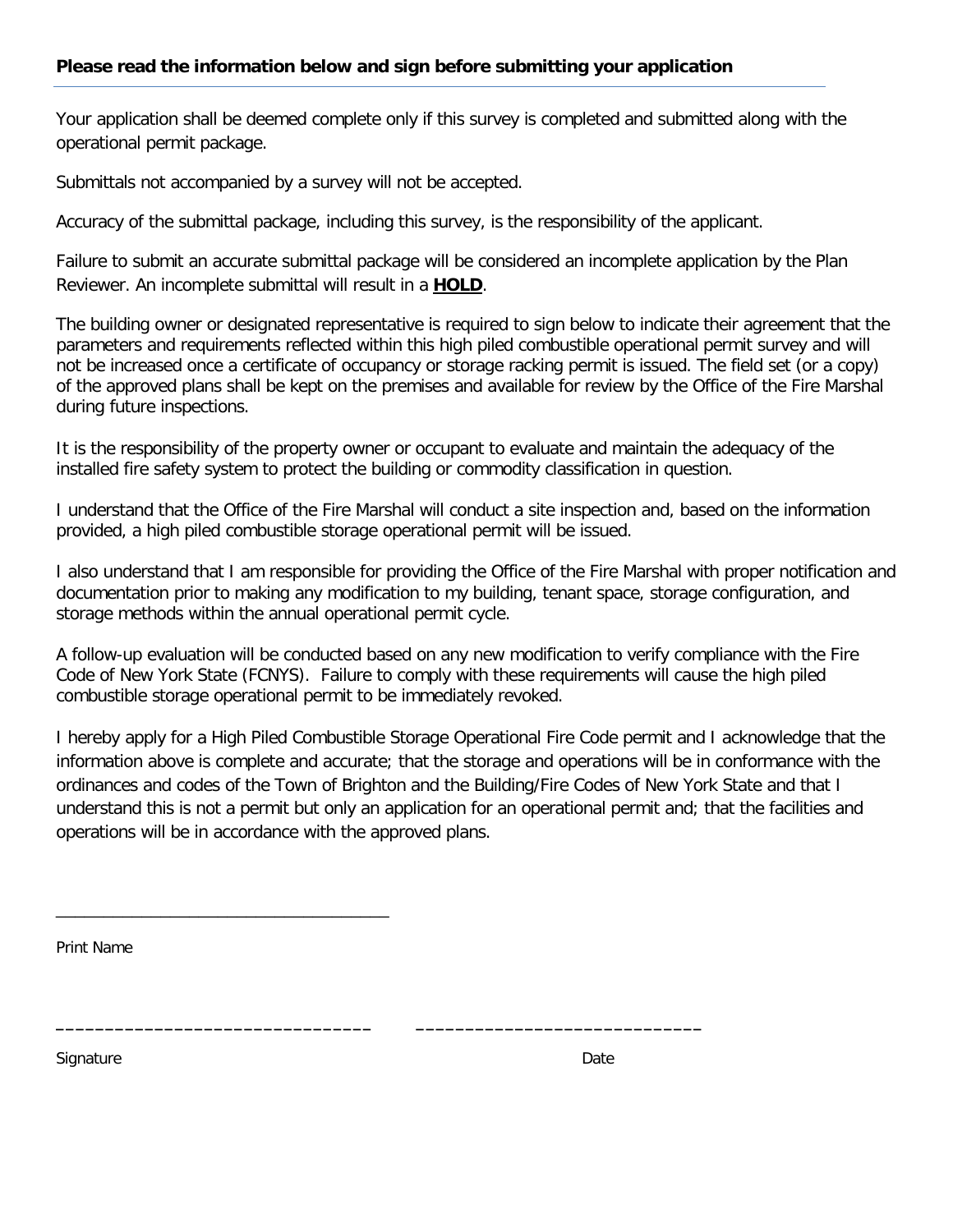**Please read the information below and sign before submitting your application**

Your application shall be deemed complete only if this survey is completed and submitted along with the operational permit package.

Submittals not accompanied by a survey will not be accepted.

Accuracy of the submittal package, including this survey, is the responsibility of the applicant.

Failure to submit an accurate submittal package will be considered an incomplete application by the Plan Reviewer. An incomplete submittal will result in a **<u>HOLD</u>**.

The building owner or designated representative is required to sign below to indicate their agreement that the parameters and requirements reflected within this high piled combustible operational permit survey and will not be increased once a certificate of occupancy or storage racking permit is issued. The field set (or a copy) of the approved plans shall be kept on the premises and available for review by the Office of the Fire Marshal during future inspections.

It is the responsibility of the property owner or occupant to evaluate and maintain the adequacy of the installed fire safety system to protect the building or commodity classification in question.

I understand that the Office of the Fire Marshal will conduct a site inspection and, based on the information provided, a high piled combustible storage operational permit will be issued.

I also understand that I am responsible for providing the Office of the Fire Marshal with proper notification and documentation prior to making any modification to my building, tenant space, storage configuration, and storage methods within the annual operational permit cycle.

A follow-up evaluation will be conducted based on any new modification to verify compliance with the Fire Code of New York State (FCNYS). Failure to comply with these requirements will cause the high piled combustible storage operational permit to be immediately revoked.

I hereby apply for a High Piled Combustible Storage Operational Fire Code permit and I acknowledge that the information above is complete and accurate; that the storage and operations will be in conformance with the ordinances and codes of the Town of Brighton and the Building/Fire Codes of New York State and that I understand this is not a permit but only an application for an operational permit and; that the facilities and operations will be in accordance with the approved plans.

\_\_\_\_\_\_\_\_\_\_\_\_\_\_\_\_\_\_\_\_\_\_\_\_\_\_\_\_\_\_\_\_\_\_\_\_

Print Name

\_\_\_\_\_\_\_\_\_\_\_\_\_\_\_\_\_\_\_\_\_\_\_\_\_\_\_\_\_\_\_\_ \_\_\_\_\_\_\_\_\_\_\_\_\_\_\_\_\_\_\_\_\_\_\_\_\_\_\_\_\_\_

Signature Date